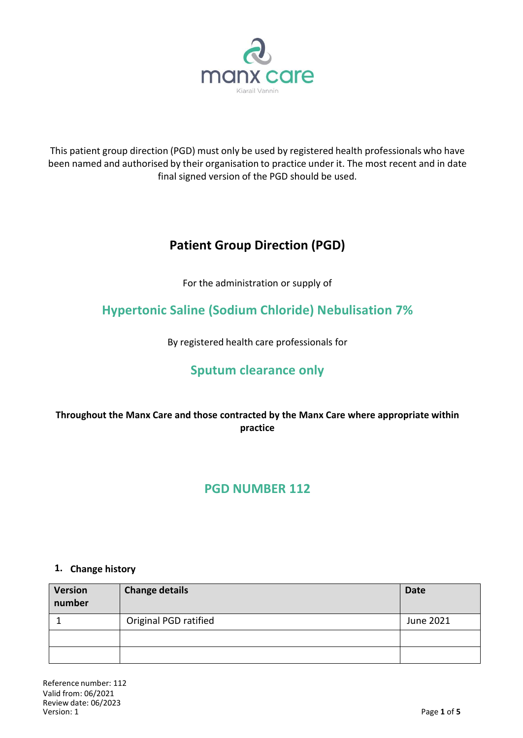manx care

Kiarail Vannin

This patient group direction (PGD) must only be used by registered health professionals who have been named and authorised by their organisation to practice under it. The most recent and in date final signed version of the PGD should be used.

# Patient Group Direction (PGD)

For the administration or supply of

## Hypertonic Saline (Sodium Chloride) Nebulisation 7%

By registered health care professionals for

## Sputum clearance only

**Throughout the Manx Care and those contracted by the Manx Care where appropriate within practice**

## PGD NUMBER 112

### 1. Change history

| Version number | Change details | Date |
|---|---|---|
| 1 | Original PGD ratified | June 2021 |
| | | |
| | | |

Reference number: 112
Valid from: 06/2021
Review date: 06/2023
Version: 1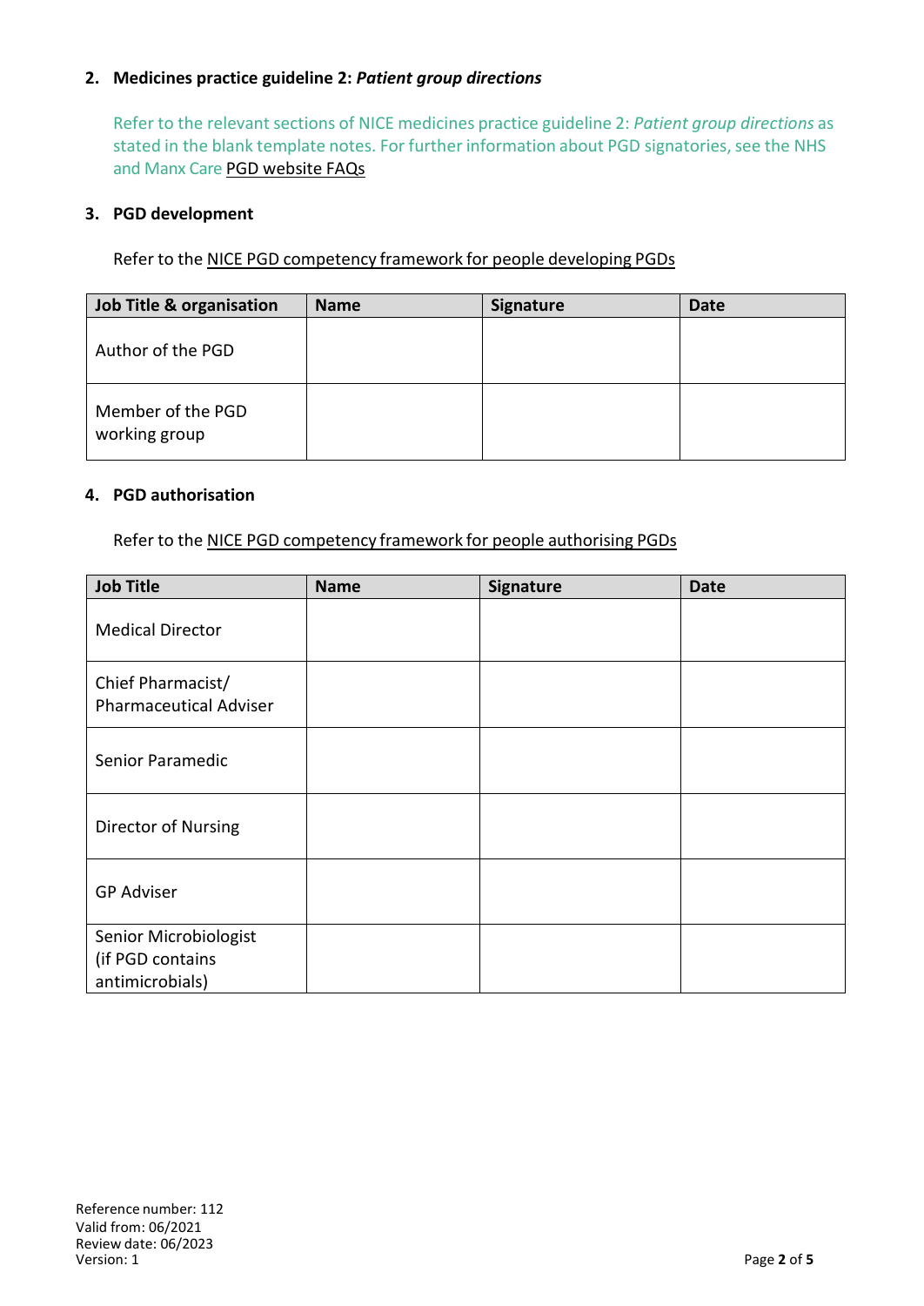## 2. Medicines practice guideline 2: *Patient group directions*

Refer to the relevant sections of NICE medicines practice guideline 2: *Patient group directions* as stated in the blank template notes. For further information about PGD signatories, see the NHS and Manx Care PGD website FAQs

## 3. PGD development

Refer to the NICE PGD competency framework for people developing PGDs

| Job Title & organisation | Name | Signature | Date |
|---|---|---|---|
| Author of the PGD | | | |
| Member of the PGD working group | | | |

## 4. PGD authorisation

Refer to the NICE PGD competency framework for people authorising PGDs

| Job Title | Name | Signature | Date |
|---|---|---|---|
| Medical Director | | | |
| Chief Pharmacist/ Pharmaceutical Adviser | | | |
| Senior Paramedic | | | |
| Director of Nursing | | | |
| GP Adviser | | | |
| Senior Microbiologist (if PGD contains antimicrobials) | | | |

Reference number: 112
Valid from: 06/2021
Review date: 06/2023
Version: 1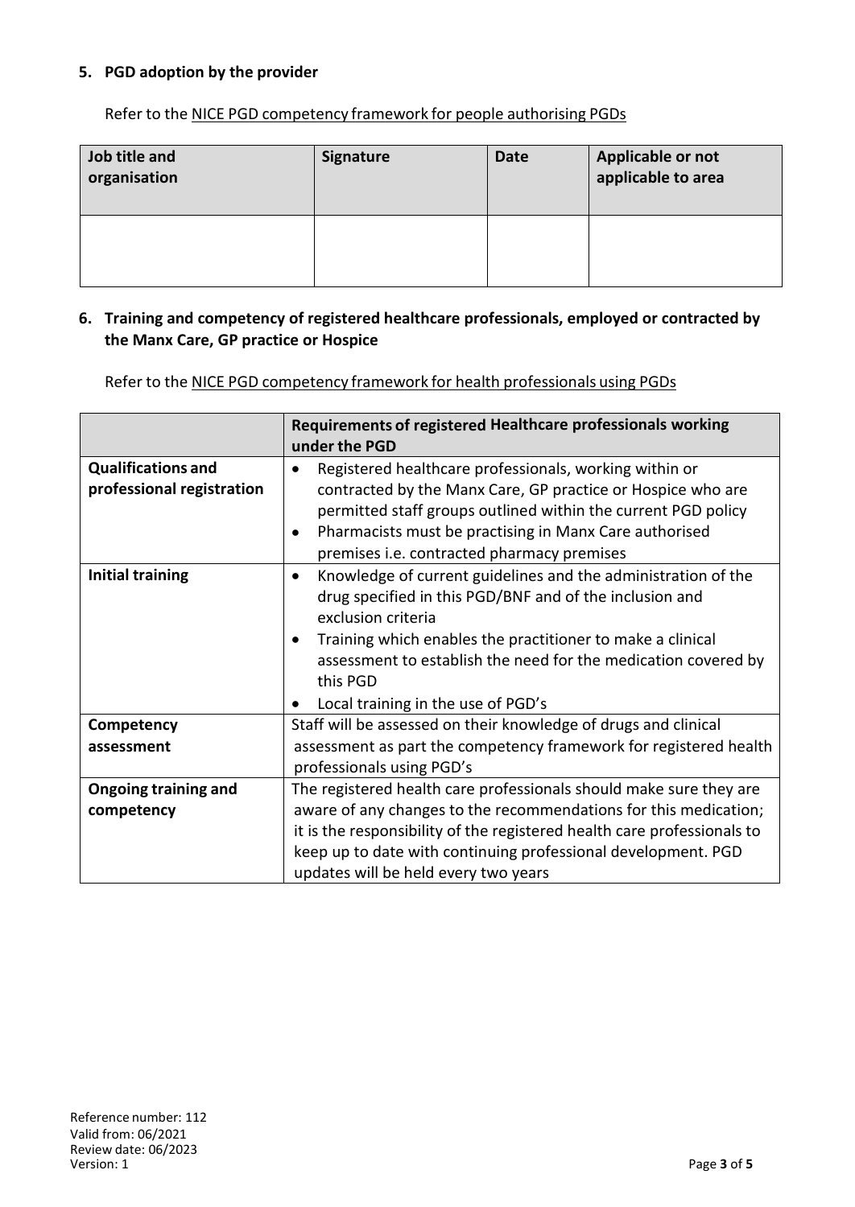## 5. PGD adoption by the provider

Refer to the NICE PGD competency framework for people authorising PGDs

| Job title and organisation | Signature | Date | Applicable or not applicable to area |
|---|---|---|---|
| | | | |

## 6. Training and competency of registered healthcare professionals, employed or contracted by the Manx Care, GP practice or Hospice

Refer to the NICE PGD competency framework for health professionals using PGDs

| | Requirements of registered Healthcare professionals working under the PGD |
|---|---|
| **Qualifications and professional registration** | • Registered healthcare professionals, working within or contracted by the Manx Care, GP practice or Hospice who are permitted staff groups outlined within the current PGD policy<br>• Pharmacists must be practising in Manx Care authorised premises i.e. contracted pharmacy premises |
| **Initial training** | • Knowledge of current guidelines and the administration of the drug specified in this PGD/BNF and of the inclusion and exclusion criteria<br>• Training which enables the practitioner to make a clinical assessment to establish the need for the medication covered by this PGD<br>• Local training in the use of PGD's |
| **Competency assessment** | Staff will be assessed on their knowledge of drugs and clinical assessment as part the competency framework for registered health professionals using PGD's |
| **Ongoing training and competency** | The registered health care professionals should make sure they are aware of any changes to the recommendations for this medication; it is the responsibility of the registered health care professionals to keep up to date with continuing professional development. PGD updates will be held every two years |

Reference number: 112
Valid from: 06/2021
Review date: 06/2023
Version: 1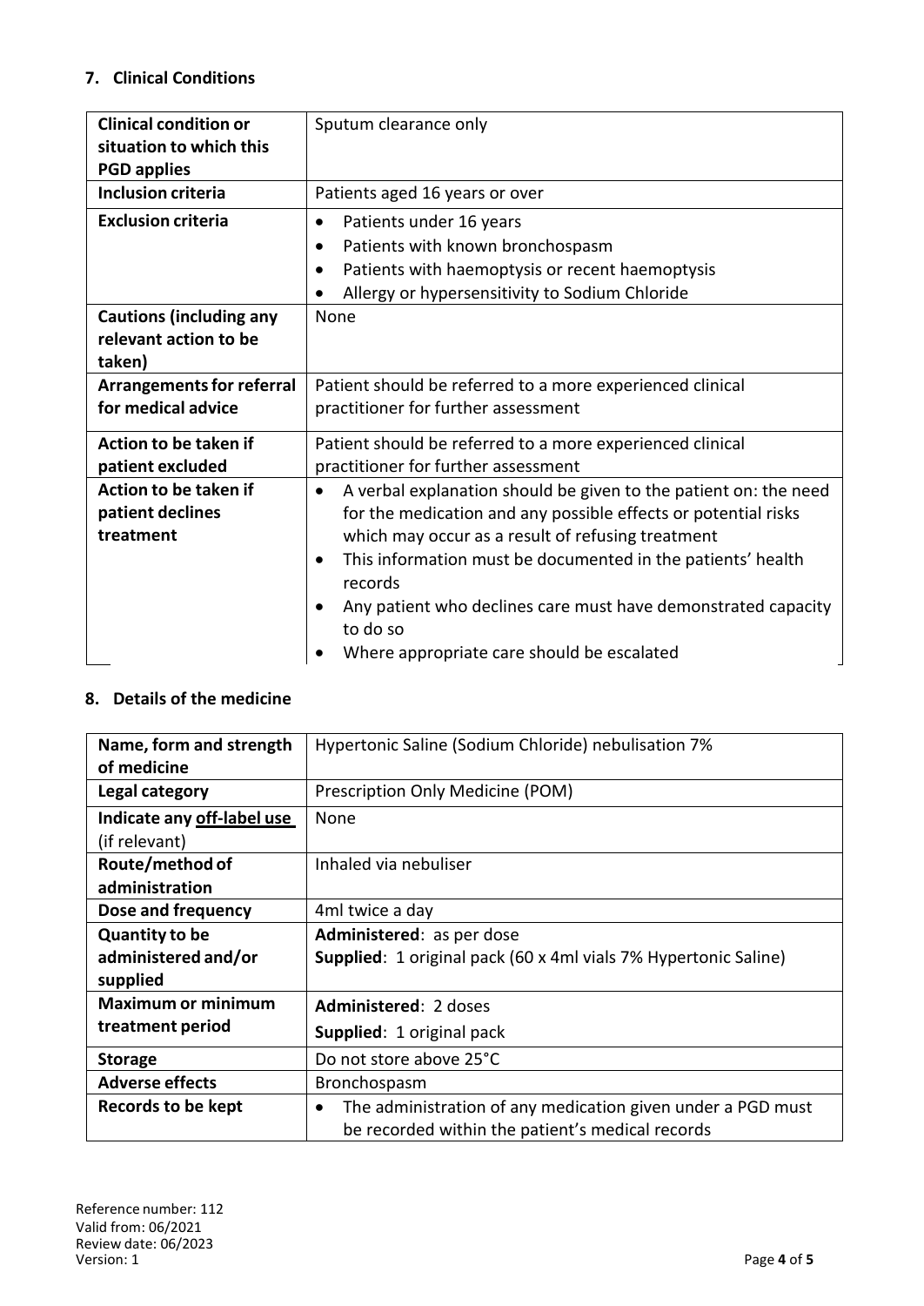## 7. Clinical Conditions

| | |
|---|---|
| **Clinical condition or situation to which this PGD applies** | Sputum clearance only |
| **Inclusion criteria** | Patients aged 16 years or over |
| **Exclusion criteria** | • Patients under 16 years<br>• Patients with known bronchospasm<br>• Patients with haemoptysis or recent haemoptysis<br>• Allergy or hypersensitivity to Sodium Chloride |
| **Cautions (including any relevant action to be taken)** | None |
| **Arrangements for referral for medical advice** | Patient should be referred to a more experienced clinical practitioner for further assessment |
| **Action to be taken if patient excluded** | Patient should be referred to a more experienced clinical practitioner for further assessment |
| **Action to be taken if patient declines treatment** | • A verbal explanation should be given to the patient on: the need for the medication and any possible effects or potential risks which may occur as a result of refusing treatment<br>• This information must be documented in the patients' health records<br>• Any patient who declines care must have demonstrated capacity to do so<br>• Where appropriate care should be escalated |

## 8. Details of the medicine

| | |
|---|---|
| **Name, form and strength of medicine** | Hypertonic Saline (Sodium Chloride) nebulisation 7% |
| **Legal category** | Prescription Only Medicine (POM) |
| **Indicate any <u>off-label use</u>** (if relevant) | None |
| **Route/method of administration** | Inhaled via nebuliser |
| **Dose and frequency** | 4ml twice a day |
| **Quantity to be administered and/or supplied** | **Administered**: as per dose<br>**Supplied**: 1 original pack (60 x 4ml vials 7% Hypertonic Saline) |
| **Maximum or minimum treatment period** | **Administered**: 2 doses<br>**Supplied**: 1 original pack |
| **Storage** | Do not store above 25°C |
| **Adverse effects** | Bronchospasm |
| **Records to be kept** | • The administration of any medication given under a PGD must be recorded within the patient's medical records |

Reference number: 112
Valid from: 06/2021
Review date: 06/2023
Version: 1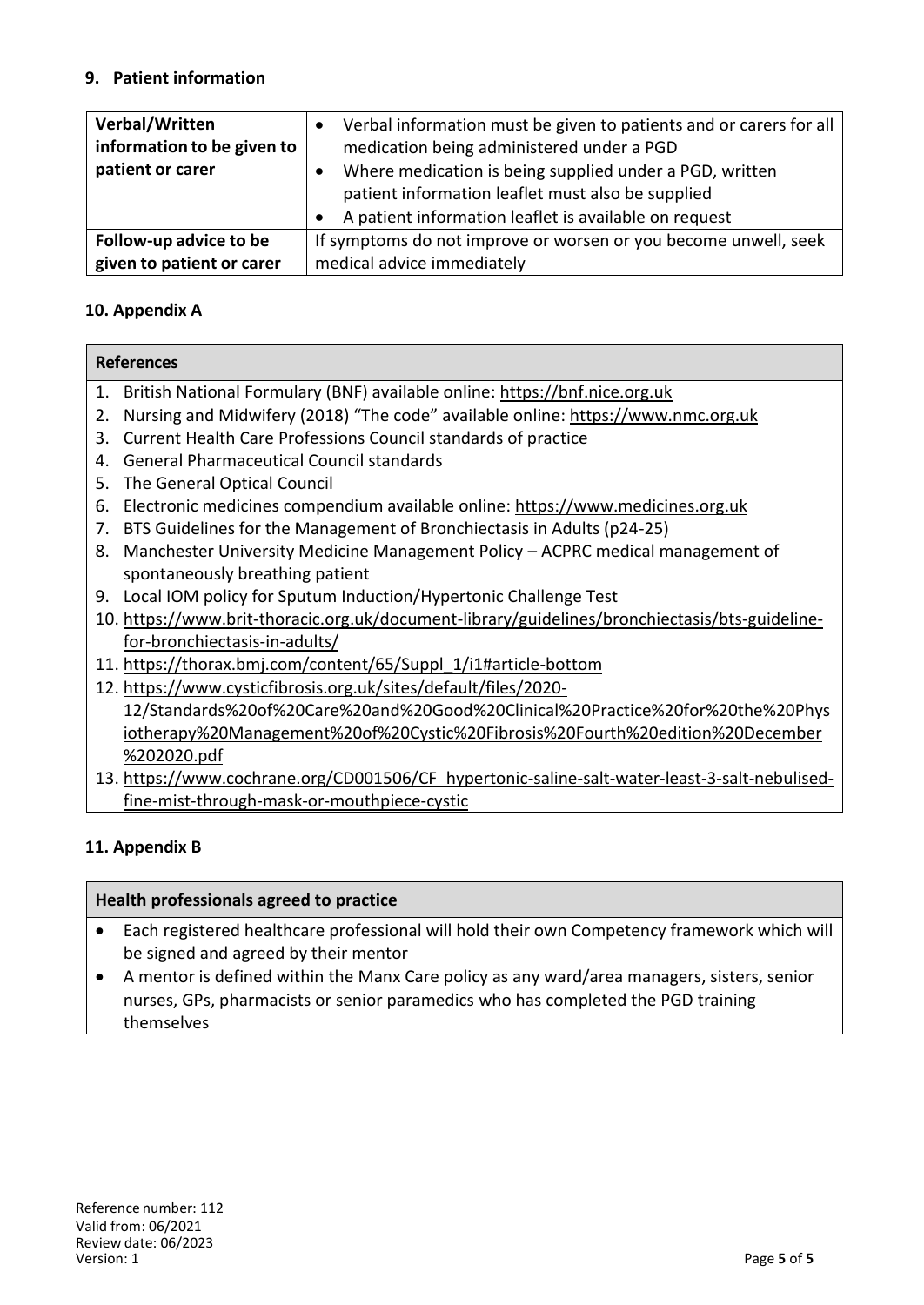## 9. Patient information

| | |
|---|---|
| **Verbal/Written information to be given to patient or carer** | • Verbal information must be given to patients and or carers for all medication being administered under a PGD<br>• Where medication is being supplied under a PGD, written patient information leaflet must also be supplied<br>• A patient information leaflet is available on request |
| **Follow-up advice to be given to patient or carer** | If symptoms do not improve or worsen or you become unwell, seek medical advice immediately |

## 10. Appendix A

**References**

1. British National Formulary (BNF) available online: https://bnf.nice.org.uk
2. Nursing and Midwifery (2018) "The code" available online: https://www.nmc.org.uk
3. Current Health Care Professions Council standards of practice
4. General Pharmaceutical Council standards
5. The General Optical Council
6. Electronic medicines compendium available online: https://www.medicines.org.uk
7. BTS Guidelines for the Management of Bronchiectasis in Adults (p24-25)
8. Manchester University Medicine Management Policy – ACPRC medical management of spontaneously breathing patient
9. Local IOM policy for Sputum Induction/Hypertonic Challenge Test
10. https://www.brit-thoracic.org.uk/document-library/guidelines/bronchiectasis/bts-guideline-for-bronchiectasis-in-adults/
11. https://thorax.bmj.com/content/65/Suppl_1/i1#article-bottom
12. https://www.cysticfibrosis.org.uk/sites/default/files/2020-12/Standards%20of%20Care%20and%20Good%20Clinical%20Practice%20for%20the%20Physiotherapy%20Management%20of%20Cystic%20Fibrosis%20Fourth%20edition%20December%202020.pdf
13. https://www.cochrane.org/CD001506/CF_hypertonic-saline-salt-water-least-3-salt-nebulised-fine-mist-through-mask-or-mouthpiece-cystic

## 11. Appendix B

**Health professionals agreed to practice**

- Each registered healthcare professional will hold their own Competency framework which will be signed and agreed by their mentor
- A mentor is defined within the Manx Care policy as any ward/area managers, sisters, senior nurses, GPs, pharmacists or senior paramedics who has completed the PGD training themselves

Reference number: 112
Valid from: 06/2021
Review date: 06/2023
Version: 1